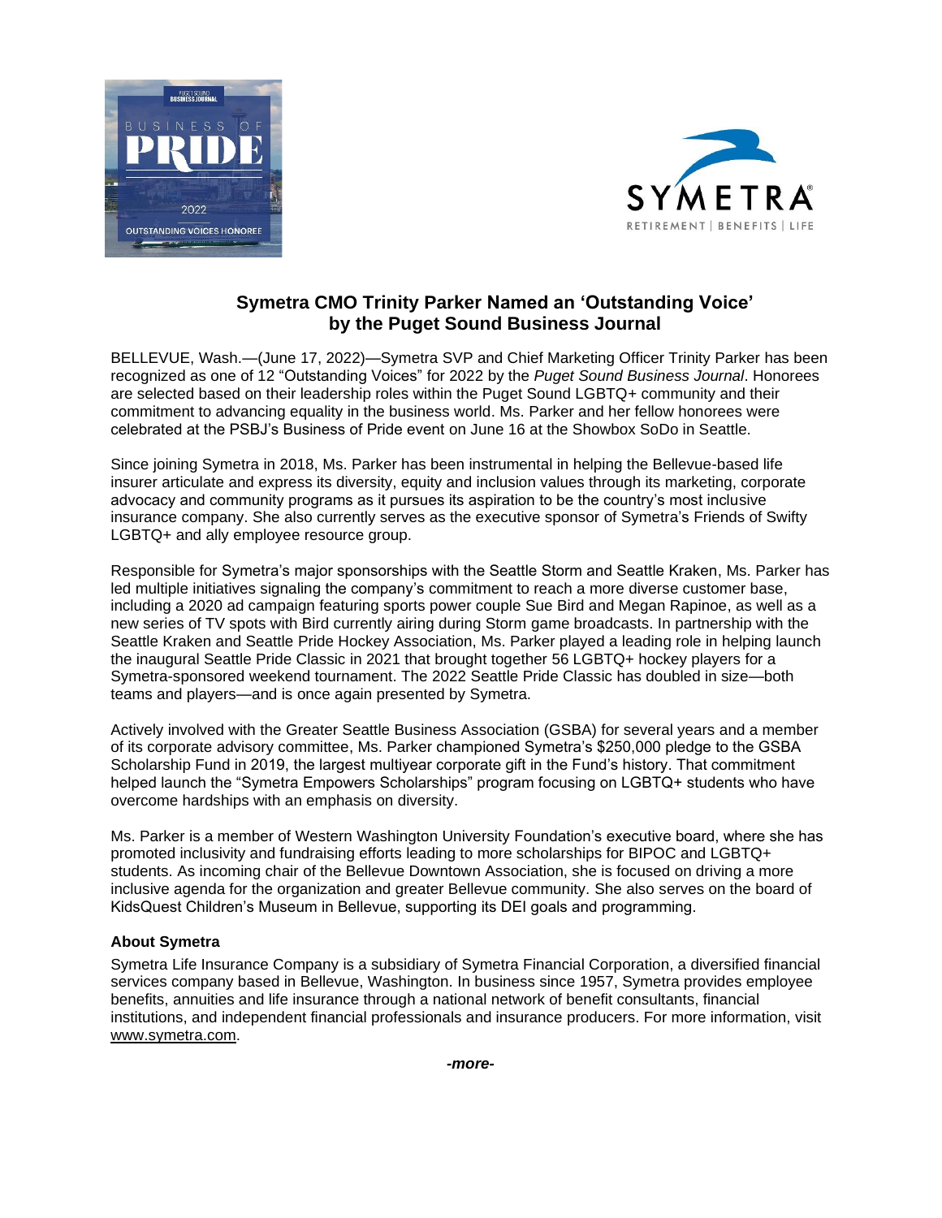## Symetra CMO Trinity Parker Named an 'Outstanding Voice' by the Puget Sound Business Journal

BELLEVUE, Wash.—(June 17, 2022)—Symetra SVP and Chief Marketing Officer Trinity Parker has been recognized as one of 12 "Outstanding Voices" for 2022 by the *Puget Sound Business Journal*. Honorees are selected based on their leadership roles within the Puget Sound LGBTQ+ community and their commitment to advancing equality in the business world. Ms. Parker and her fellow honorees were celebrated at the PSBJ's Business of Pride event on June 16 at the Showbox SoDo in Seattle.

Since joining Symetra in 2018, Ms. Parker has been instrumental in helping the Bellevue-based life insurer articulate and express its diversity, equity and inclusion values through its marketing, corporate advocacy and community programs as it pursues its aspiration to be the country's most inclusive insurance company. She also currently serves as the executive sponsor of Symetra's Friends of Swifty LGBTQ+ and ally employee resource group.

Responsible for Symetra's major sponsorships with the Seattle Storm and Seattle Kraken, Ms. Parker has led multiple initiatives signaling the company's commitment to reach a more diverse customer base, including a 2020 ad campaign featuring sports power couple Sue Bird and Megan Rapinoe, as well as a new series of TV spots with Bird currently airing during Storm game broadcasts. In partnership with the Seattle Kraken and Seattle Pride Hockey Association, Ms. Parker played a leading role in helping launch the inaugural Seattle Pride Classic in 2021 that brought together 56 LGBTQ+ hockey players for a Symetra-sponsored weekend tournament. The 2022 Seattle Pride Classic has doubled in size—both teams and players—and is once again presented by Symetra.

Actively involved with the Greater Seattle Business Association (GSBA) for several years and a member of its corporate advisory committee, Ms. Parker championed Symetra's $250,000 pledge to the GSBA Scholarship Fund in 2019, the largest multiyear corporate gift in the Fund's history. That commitment helped launch the "Symetra Empowers Scholarships" program focusing on LGBTQ+ students who have overcome hardships with an emphasis on diversity.

Ms. Parker is a member of Western Washington University Foundation's executive board, where she has promoted inclusivity and fundraising efforts leading to more scholarships for BIPOC and LGBTQ+ students. As incoming chair of the Bellevue Downtown Association, she is focused on driving a more inclusive agenda for the organization and greater Bellevue community. She also serves on the board of KidsQuest Children's Museum in Bellevue, supporting its DEI goals and programming.

**About Symetra**

Symetra Life Insurance Company is a subsidiary of Symetra Financial Corporation, a diversified financial services company based in Bellevue, Washington. In business since 1957, Symetra provides employee benefits, annuities and life insurance through a national network of benefit consultants, financial institutions, and independent financial professionals and insurance producers. For more information, visit www.symetra.com.

***-more-***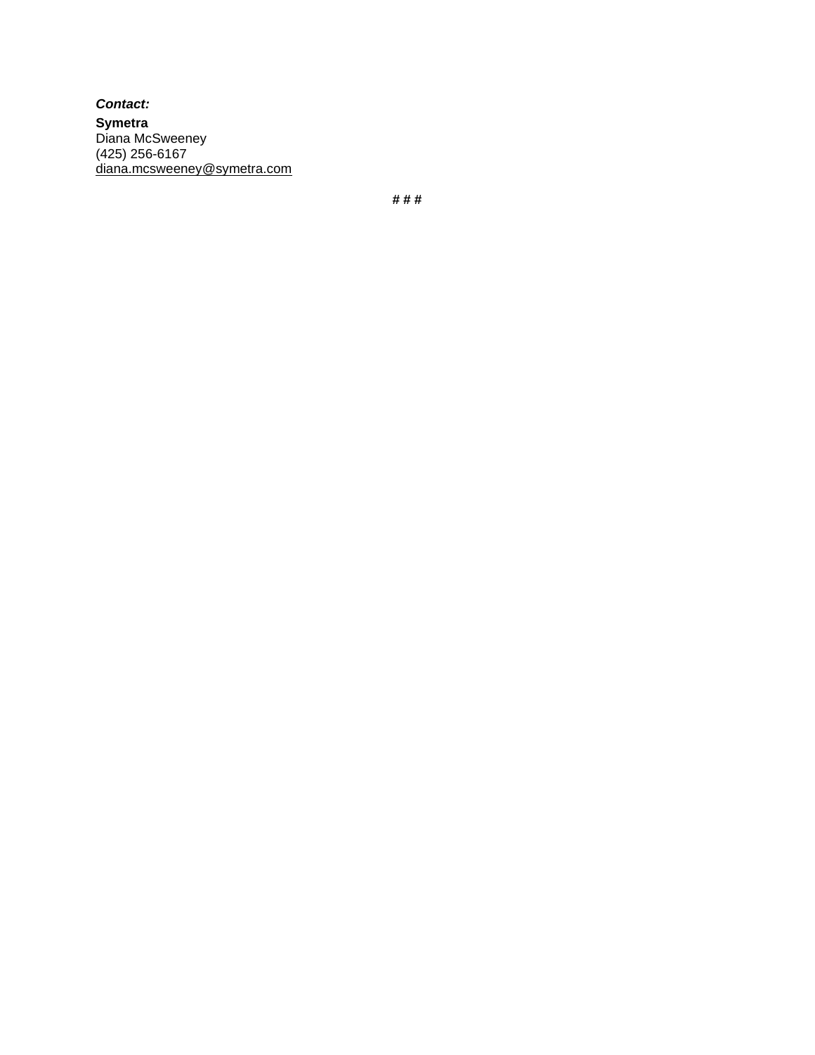***Contact:***

**Symetra**
Diana McSweeney
(425) 256-6167
diana.mcsweeney@symetra.com

# # #